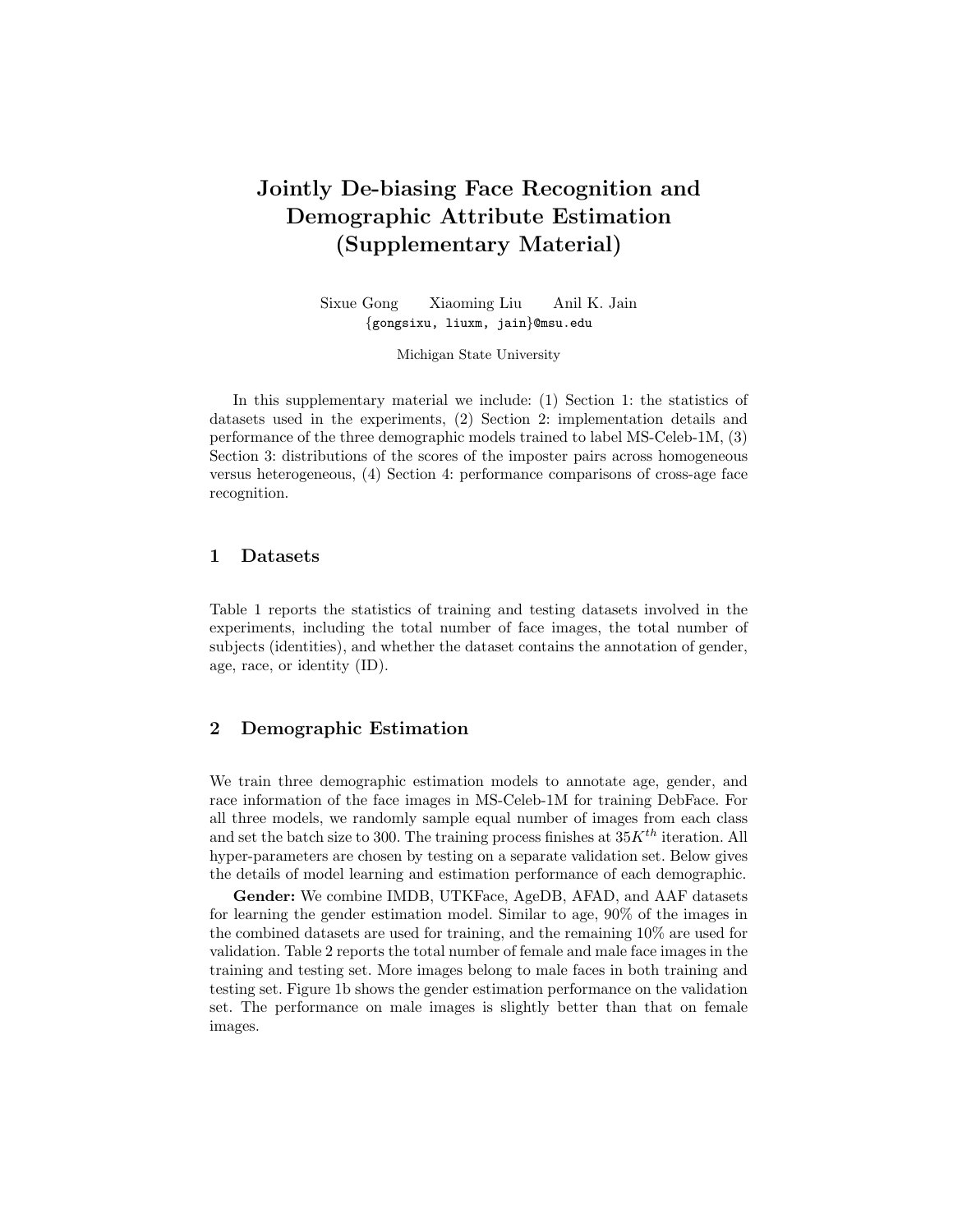# Jointly De-biasing Face Recognition and Demographic Attribute Estimation (Supplementary Material)

Sixue Gong    Xiaoming Liu    Anil K. Jain

{gongsixu, liuxm, jain}@msu.edu

Michigan State University

In this supplementary material we include: (1) Section 1: the statistics of datasets used in the experiments, (2) Section 2: implementation details and performance of the three demographic models trained to label MS-Celeb-1M, (3) Section 3: distributions of the scores of the imposter pairs across homogeneous versus heterogeneous, (4) Section 4: performance comparisons of cross-age face recognition.

## 1 Datasets

Table 1 reports the statistics of training and testing datasets involved in the experiments, including the total number of face images, the total number of subjects (identities), and whether the dataset contains the annotation of gender, age, race, or identity (ID).

## 2 Demographic Estimation

We train three demographic estimation models to annotate age, gender, and race information of the face images in MS-Celeb-1M for training DebFace. For all three models, we randomly sample equal number of images from each class and set the batch size to 300. The training process finishes at $35K^{th}$ iteration. All hyper-parameters are chosen by testing on a separate validation set. Below gives the details of model learning and estimation performance of each demographic.

**Gender:** We combine IMDB, UTKFace, AgeDB, AFAD, and AAF datasets for learning the gender estimation model. Similar to age, 90% of the images in the combined datasets are used for training, and the remaining 10% are used for validation. Table 2 reports the total number of female and male face images in the training and testing set. More images belong to male faces in both training and testing set. Figure 1b shows the gender estimation performance on the validation set. The performance on male images is slightly better than that on female images.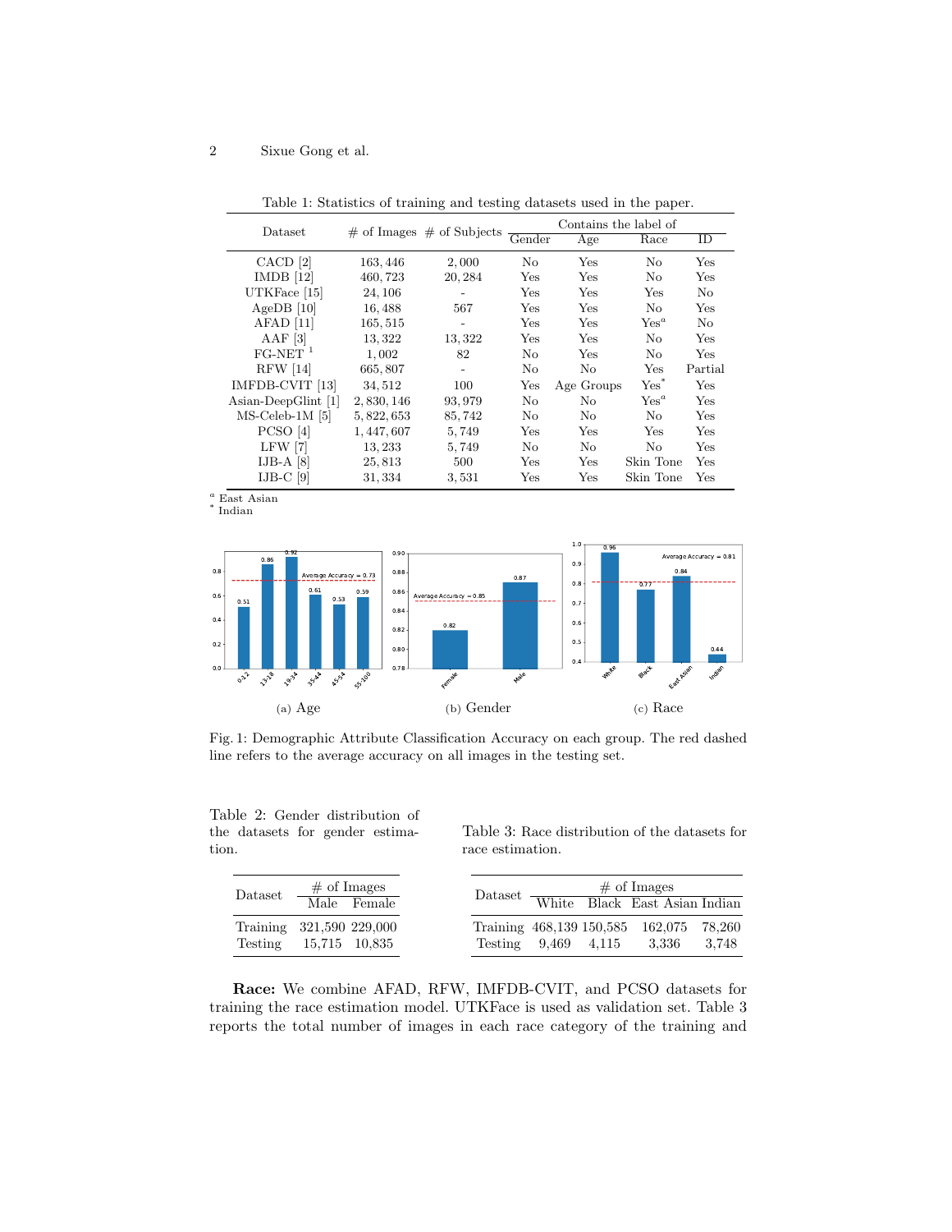Table 1: Statistics of training and testing datasets used in the paper.

| Dataset | # of Images | # of Subjects | Contains the label of | | | |
|---|---|---|---|---|---|---|
| | | | Gender | Age | Race | ID |
| CACD [2] | 163,446 | 2,000 | No | Yes | No | Yes |
| IMDB [12] | 460,723 | 20,284 | Yes | Yes | No | Yes |
| UTKFace [15] | 24,106 | - | Yes | Yes | Yes | No |
| AgeDB [10] | 16,488 | 567 | Yes | Yes | No | Yes |
| AFAD [11] | 165,515 | - | Yes | Yes | Yes[a] | No |
| AAF [3] | 13,322 | 13,322 | Yes | Yes | No | Yes |
| FG-NET [1] | 1,002 | 82 | No | Yes | No | Yes |
| RFW [14] | 665,807 | - | No | No | Yes | Partial |
| IMFDB-CVIT [13] | 34,512 | 100 | Yes | Age Groups | Yes[*] | Yes |
| Asian-DeepGlint [1] | 2,830,146 | 93,979 | No | No | Yes[a] | Yes |
| MS-Celeb-1M [5] | 5,822,653 | 85,742 | No | No | No | Yes |
| PCSO [4] | 1,447,607 | 5,749 | Yes | Yes | Yes | Yes |
| LFW [7] | 13,233 | 5,749 | No | No | No | Yes |
| IJB-A [8] | 25,813 | 500 | Yes | Yes | Skin Tone | Yes |
| IJB-C [9] | 31,334 | 3,531 | Yes | Yes | Skin Tone | Yes |

[a] East Asian
[*] Indian

Fig. 1: Demographic Attribute Classification Accuracy on each group. The red dashed line refers to the average accuracy on all images in the testing set. (a) Age (b) Gender (c) Race

Table 2: Gender distribution of the datasets for gender estimation.

| Dataset | # of Images | |
|---|---|---|
| | Male | Female |
| Training | 321,590 | 229,000 |
| Testing | 15,715 | 10,835 |

Table 3: Race distribution of the datasets for race estimation.

| Dataset | # of Images | | | |
|---|---|---|---|---|
| | White | Black | East Asian | Indian |
| Training | 468,139 | 150,585 | 162,075 | 78,260 |
| Testing | 9,469 | 4,115 | 3,336 | 3,748 |

**Race:** We combine AFAD, RFW, IMFDB-CVIT, and PCSO datasets for training the race estimation model. UTKFace is used as validation set. Table 3 reports the total number of images in each race category of the training and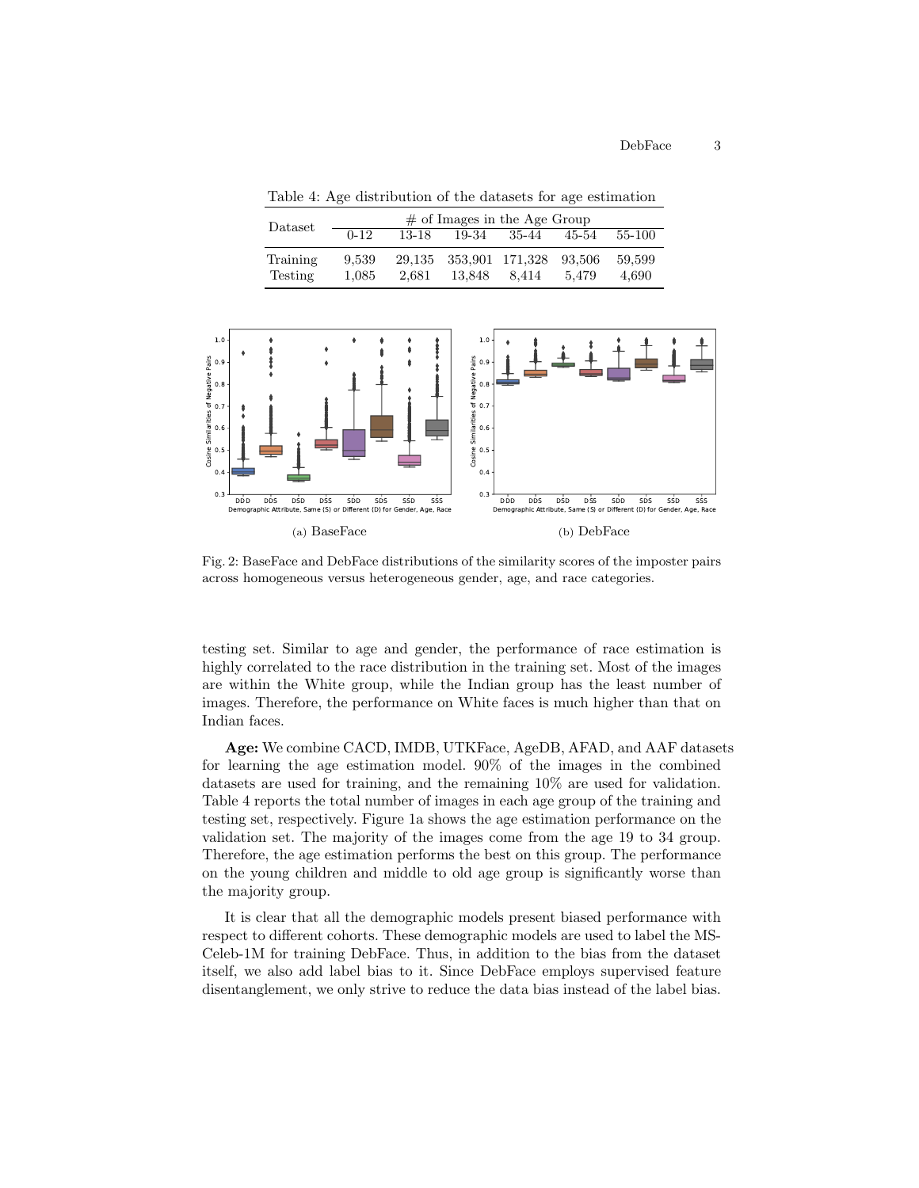Table 4: Age distribution of the datasets for age estimation

| Dataset | # of Images in the Age Group | | | | | |
|---|---|---|---|---|---|---|
| | 0-12 | 13-18 | 19-34 | 35-44 | 45-54 | 55-100 |
| Training | 9,539 | 29,135 | 353,901 | 171,328 | 93,506 | 59,599 |
| Testing | 1,085 | 2,681 | 13,848 | 8,414 | 5,479 | 4,690 |

(a) BaseFace

(b) DebFace

Fig. 2: BaseFace and DebFace distributions of the similarity scores of the imposter pairs across homogeneous versus heterogeneous gender, age, and race categories.

testing set. Similar to age and gender, the performance of race estimation is highly correlated to the race distribution in the training set. Most of the images are within the White group, while the Indian group has the least number of images. Therefore, the performance on White faces is much higher than that on Indian faces.

**Age:** We combine CACD, IMDB, UTKFace, AgeDB, AFAD, and AAF datasets for learning the age estimation model. 90% of the images in the combined datasets are used for training, and the remaining 10% are used for validation. Table 4 reports the total number of images in each age group of the training and testing set, respectively. Figure 1a shows the age estimation performance on the validation set. The majority of the images come from the age 19 to 34 group. Therefore, the age estimation performs the best on this group. The performance on the young children and middle to old age group is significantly worse than the majority group.

It is clear that all the demographic models present biased performance with respect to different cohorts. These demographic models are used to label the MS-Celeb-1M for training DebFace. Thus, in addition to the bias from the dataset itself, we also add label bias to it. Since DebFace employs supervised feature disentanglement, we only strive to reduce the data bias instead of the label bias.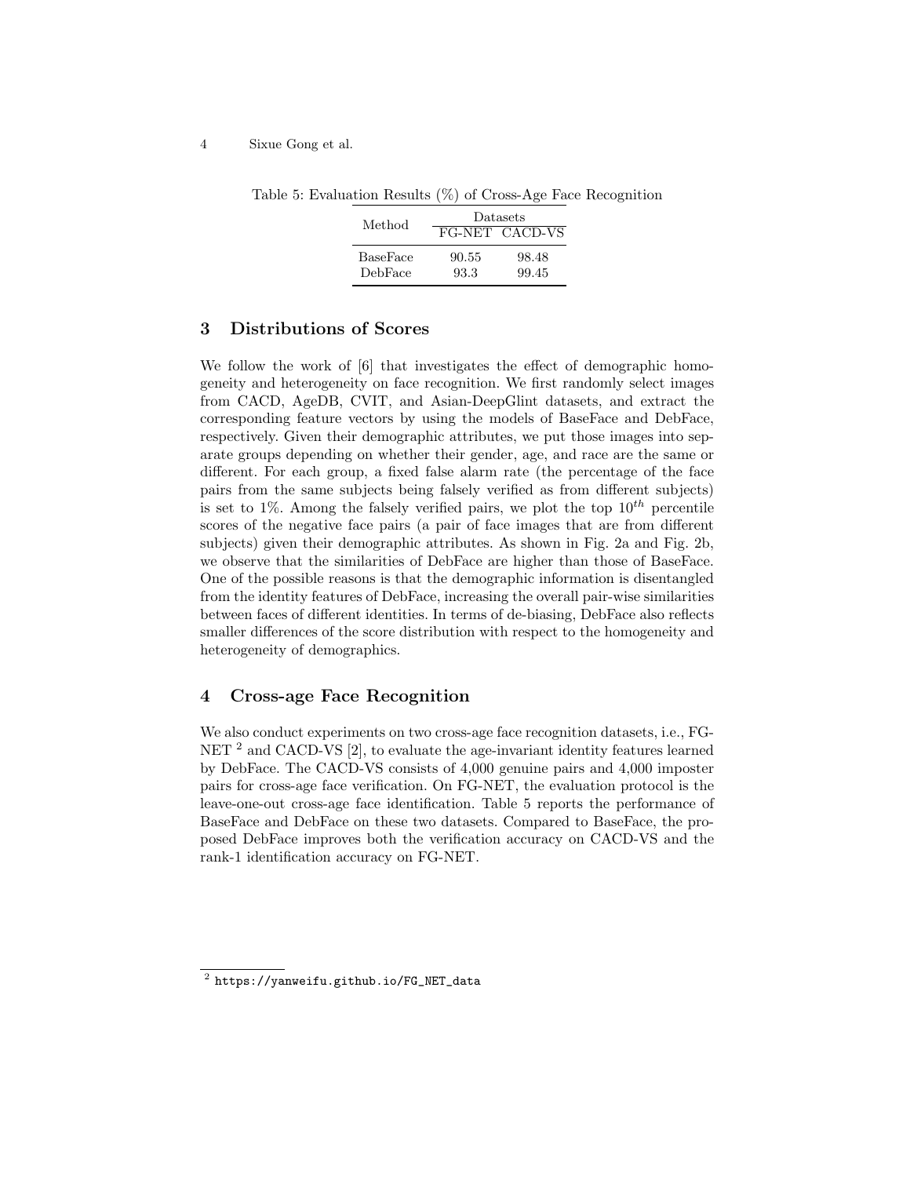Table 5: Evaluation Results (%) of Cross-Age Face Recognition

| Method | Datasets | |
|---|---|---|
| | FG-NET | CACD-VS |
| BaseFace | 90.55 | 98.48 |
| DebFace | 93.3 | 99.45 |

## 3 Distributions of Scores

We follow the work of [6] that investigates the effect of demographic homogeneity and heterogeneity on face recognition. We first randomly select images from CACD, AgeDB, CVIT, and Asian-DeepGlint datasets, and extract the corresponding feature vectors by using the models of BaseFace and DebFace, respectively. Given their demographic attributes, we put those images into separate groups depending on whether their gender, age, and race are the same or different. For each group, a fixed false alarm rate (the percentage of the face pairs from the same subjects being falsely verified as from different subjects) is set to 1%. Among the falsely verified pairs, we plot the top $10^{th}$ percentile scores of the negative face pairs (a pair of face images that are from different subjects) given their demographic attributes. As shown in Fig. 2a and Fig. 2b, we observe that the similarities of DebFace are higher than those of BaseFace. One of the possible reasons is that the demographic information is disentangled from the identity features of DebFace, increasing the overall pair-wise similarities between faces of different identities. In terms of de-biasing, DebFace also reflects smaller differences of the score distribution with respect to the homogeneity and heterogeneity of demographics.

## 4 Cross-age Face Recognition

We also conduct experiments on two cross-age face recognition datasets, i.e., FG-NET [2] and CACD-VS [2], to evaluate the age-invariant identity features learned by DebFace. The CACD-VS consists of 4,000 genuine pairs and 4,000 imposter pairs for cross-age face verification. On FG-NET, the evaluation protocol is the leave-one-out cross-age face identification. Table 5 reports the performance of BaseFace and DebFace on these two datasets. Compared to BaseFace, the proposed DebFace improves both the verification accuracy on CACD-VS and the rank-1 identification accuracy on FG-NET.

[2] https://yanweifu.github.io/FG_NET_data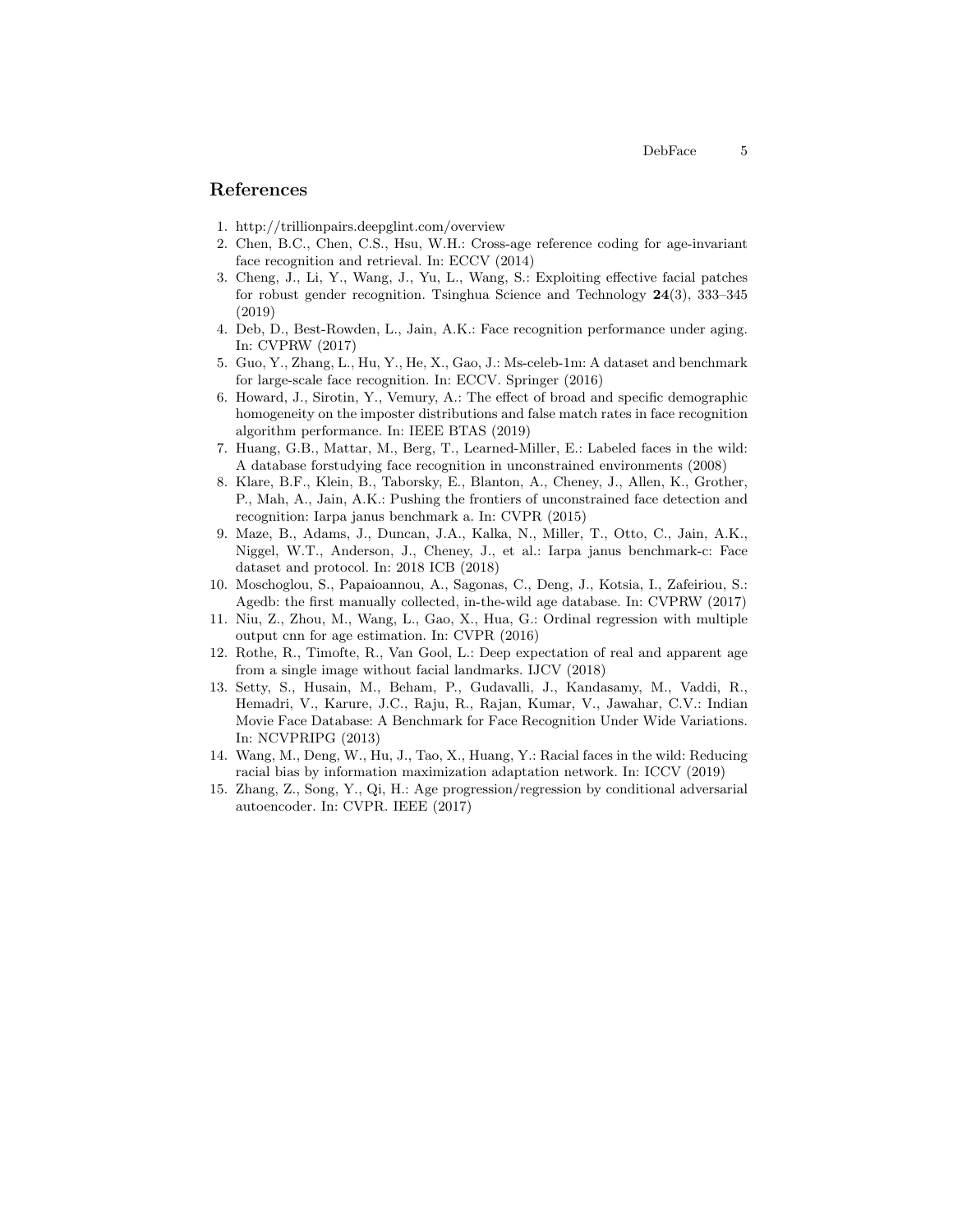## References

1. http://trillionpairs.deepglint.com/overview
2. Chen, B.C., Chen, C.S., Hsu, W.H.: Cross-age reference coding for age-invariant face recognition and retrieval. In: ECCV (2014)
3. Cheng, J., Li, Y., Wang, J., Yu, L., Wang, S.: Exploiting effective facial patches for robust gender recognition. Tsinghua Science and Technology **24**(3), 333–345 (2019)
4. Deb, D., Best-Rowden, L., Jain, A.K.: Face recognition performance under aging. In: CVPRW (2017)
5. Guo, Y., Zhang, L., Hu, Y., He, X., Gao, J.: Ms-celeb-1m: A dataset and benchmark for large-scale face recognition. In: ECCV. Springer (2016)
6. Howard, J., Sirotin, Y., Vemury, A.: The effect of broad and specific demographic homogeneity on the imposter distributions and false match rates in face recognition algorithm performance. In: IEEE BTAS (2019)
7. Huang, G.B., Mattar, M., Berg, T., Learned-Miller, E.: Labeled faces in the wild: A database forstudying face recognition in unconstrained environments (2008)
8. Klare, B.F., Klein, B., Taborsky, E., Blanton, A., Cheney, J., Allen, K., Grother, P., Mah, A., Jain, A.K.: Pushing the frontiers of unconstrained face detection and recognition: Iarpa janus benchmark a. In: CVPR (2015)
9. Maze, B., Adams, J., Duncan, J.A., Kalka, N., Miller, T., Otto, C., Jain, A.K., Niggel, W.T., Anderson, J., Cheney, J., et al.: Iarpa janus benchmark-c: Face dataset and protocol. In: 2018 ICB (2018)
10. Moschoglou, S., Papaioannou, A., Sagonas, C., Deng, J., Kotsia, I., Zafeiriou, S.: Agedb: the first manually collected, in-the-wild age database. In: CVPRW (2017)
11. Niu, Z., Zhou, M., Wang, L., Gao, X., Hua, G.: Ordinal regression with multiple output cnn for age estimation. In: CVPR (2016)
12. Rothe, R., Timofte, R., Van Gool, L.: Deep expectation of real and apparent age from a single image without facial landmarks. IJCV (2018)
13. Setty, S., Husain, M., Beham, P., Gudavalli, J., Kandasamy, M., Vaddi, R., Hemadri, V., Karure, J.C., Raju, R., Rajan, Kumar, V., Jawahar, C.V.: Indian Movie Face Database: A Benchmark for Face Recognition Under Wide Variations. In: NCVPRIPG (2013)
14. Wang, M., Deng, W., Hu, J., Tao, X., Huang, Y.: Racial faces in the wild: Reducing racial bias by information maximization adaptation network. In: ICCV (2019)
15. Zhang, Z., Song, Y., Qi, H.: Age progression/regression by conditional adversarial autoencoder. In: CVPR. IEEE (2017)